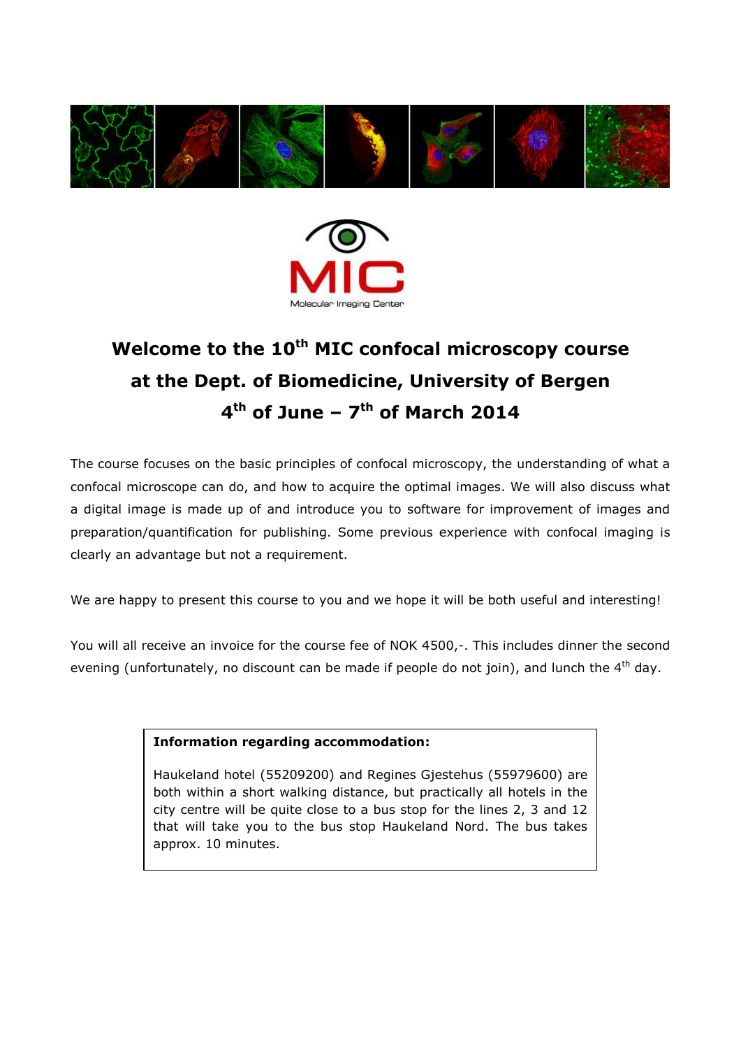MIC

Molecular Imaging Center

# Welcome to the 10th MIC confocal microscopy course at the Dept. of Biomedicine, University of Bergen 4th of June – 7th of March 2014

The course focuses on the basic principles of confocal microscopy, the understanding of what a confocal microscope can do, and how to acquire the optimal images. We will also discuss what a digital image is made up of and introduce you to software for improvement of images and preparation/quantification for publishing. Some previous experience with confocal imaging is clearly an advantage but not a requirement.

We are happy to present this course to you and we hope it will be both useful and interesting!

You will all receive an invoice for the course fee of NOK 4500,-. This includes dinner the second evening (unfortunately, no discount can be made if people do not join), and lunch the 4th day.

**Information regarding accommodation:**

Haukeland hotel (55209200) and Regines Gjestehus (55979600) are both within a short walking distance, but practically all hotels in the city centre will be quite close to a bus stop for the lines 2, 3 and 12 that will take you to the bus stop Haukeland Nord. The bus takes approx. 10 minutes.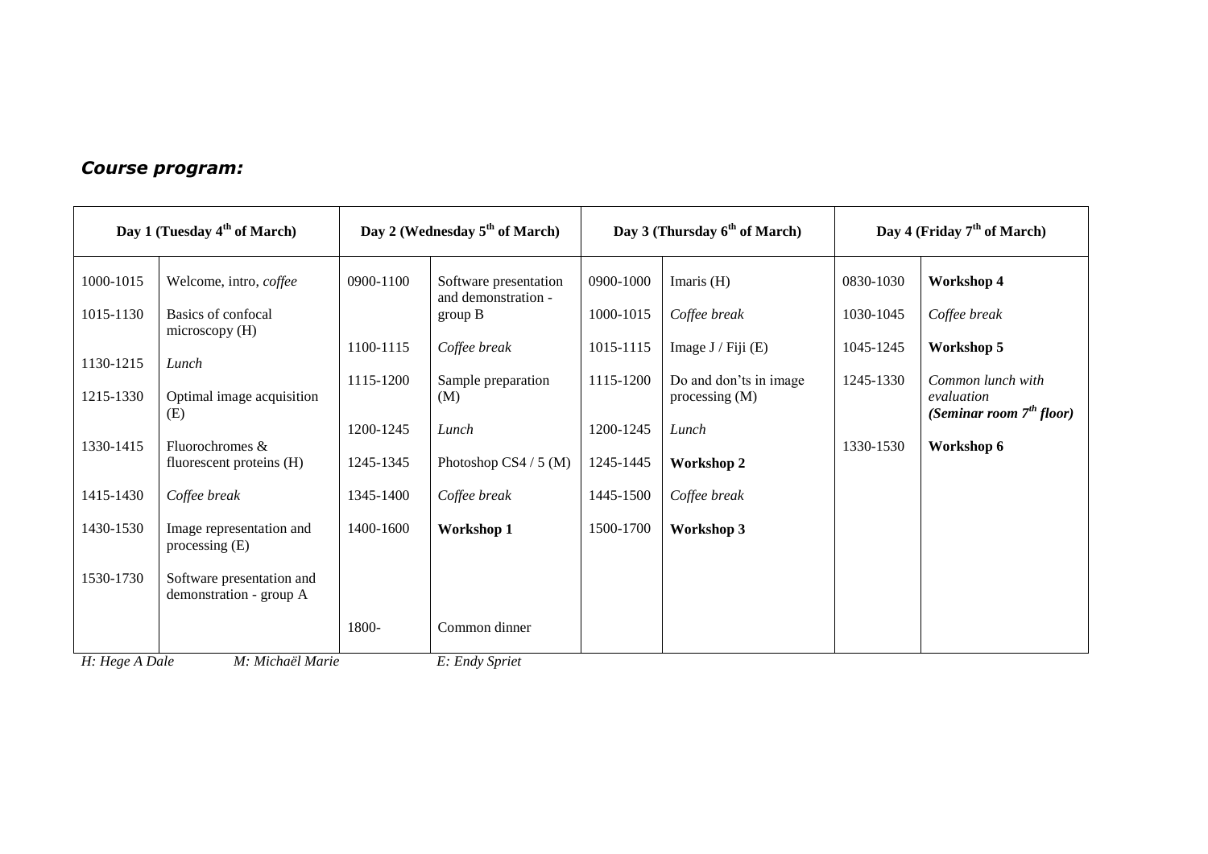### *Course program:*

| Day 1 (Tuesday 4th of March) | | Day 2 (Wednesday 5th of March) | | Day 3 (Thursday 6th of March) | | Day 4 (Friday 7th of March) | |
|---|---|---|---|---|---|---|---|
| 1000-1015 | Welcome, intro, *coffee* | 0900-1100 | Software presentation and demonstration - group B | 0900-1000 | Imaris (H) | 0830-1030 | **Workshop 4** |
| 1015-1130 | Basics of confocal microscopy (H) | | | 1000-1015 | *Coffee break* | 1030-1045 | *Coffee break* |
| | | 1100-1115 | *Coffee break* | 1015-1115 | Image J / Fiji (E) | 1045-1245 | **Workshop 5** |
| 1130-1215 | *Lunch* | 1115-1200 | Sample preparation (M) | 1115-1200 | Do and don's in image processing (M) | 1245-1330 | *Common lunch with evaluation* ***(Seminar room 7th floor)*** |
| 1215-1330 | Optimal image acquisition (E) | 1200-1245 | *Lunch* | 1200-1245 | *Lunch* | | |
| 1330-1415 | Fluorochromes & fluorescent proteins (H) | 1245-1345 | Photoshop CS4 / 5 (M) | 1245-1445 | **Workshop 2** | 1330-1530 | **Workshop 6** |
| 1415-1430 | *Coffee break* | 1345-1400 | *Coffee break* | 1445-1500 | *Coffee break* | | |
| 1430-1530 | Image representation and processing (E) | 1400-1600 | **Workshop 1** | 1500-1700 | **Workshop 3** | | |
| 1530-1730 | Software presentation and demonstration - group A | | | | | | |
| | | 1800- | Common dinner | | | | |

*H: Hege A Dale* &nbsp;&nbsp;&nbsp; *M: Michaël Marie* &nbsp;&nbsp;&nbsp; *E: Endy Spriet*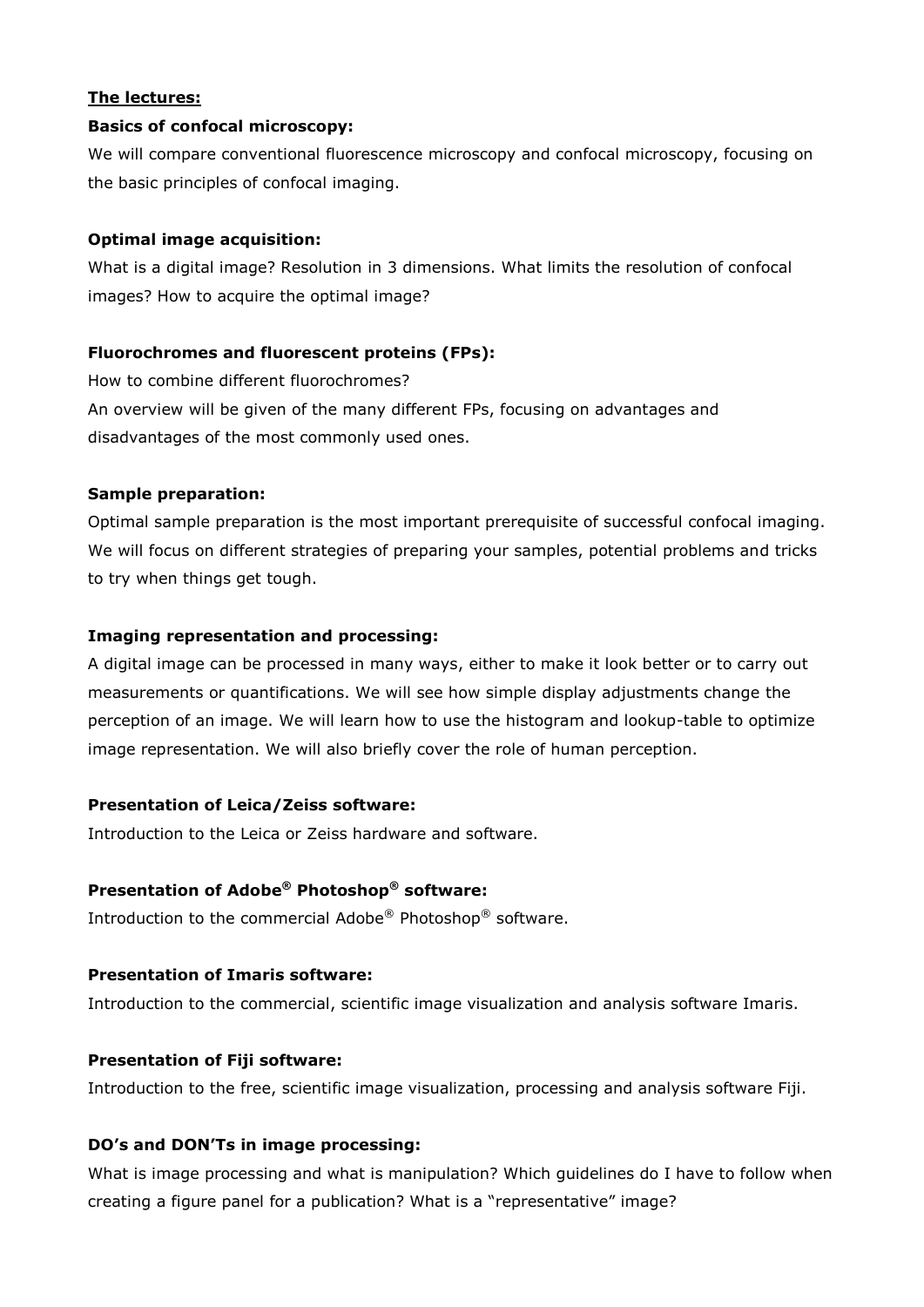**The lectures:**

**Basics of confocal microscopy:**

We will compare conventional fluorescence microscopy and confocal microscopy, focusing on the basic principles of confocal imaging.

**Optimal image acquisition:**

What is a digital image? Resolution in 3 dimensions. What limits the resolution of confocal images? How to acquire the optimal image?

**Fluorochromes and fluorescent proteins (FPs):**

How to combine different fluorochromes?
An overview will be given of the many different FPs, focusing on advantages and disadvantages of the most commonly used ones.

**Sample preparation:**

Optimal sample preparation is the most important prerequisite of successful confocal imaging. We will focus on different strategies of preparing your samples, potential problems and tricks to try when things get tough.

**Imaging representation and processing:**

A digital image can be processed in many ways, either to make it look better or to carry out measurements or quantifications. We will see how simple display adjustments change the perception of an image. We will learn how to use the histogram and lookup-table to optimize image representation. We will also briefly cover the role of human perception.

**Presentation of Leica/Zeiss software:**

Introduction to the Leica or Zeiss hardware and software.

**Presentation of Adobe® Photoshop® software:**

Introduction to the commercial Adobe® Photoshop® software.

**Presentation of Imaris software:**

Introduction to the commercial, scientific image visualization and analysis software Imaris.

**Presentation of Fiji software:**

Introduction to the free, scientific image visualization, processing and analysis software Fiji.

**DO's and DON'Ts in image processing:**

What is image processing and what is manipulation? Which guidelines do I have to follow when creating a figure panel for a publication? What is a "representative" image?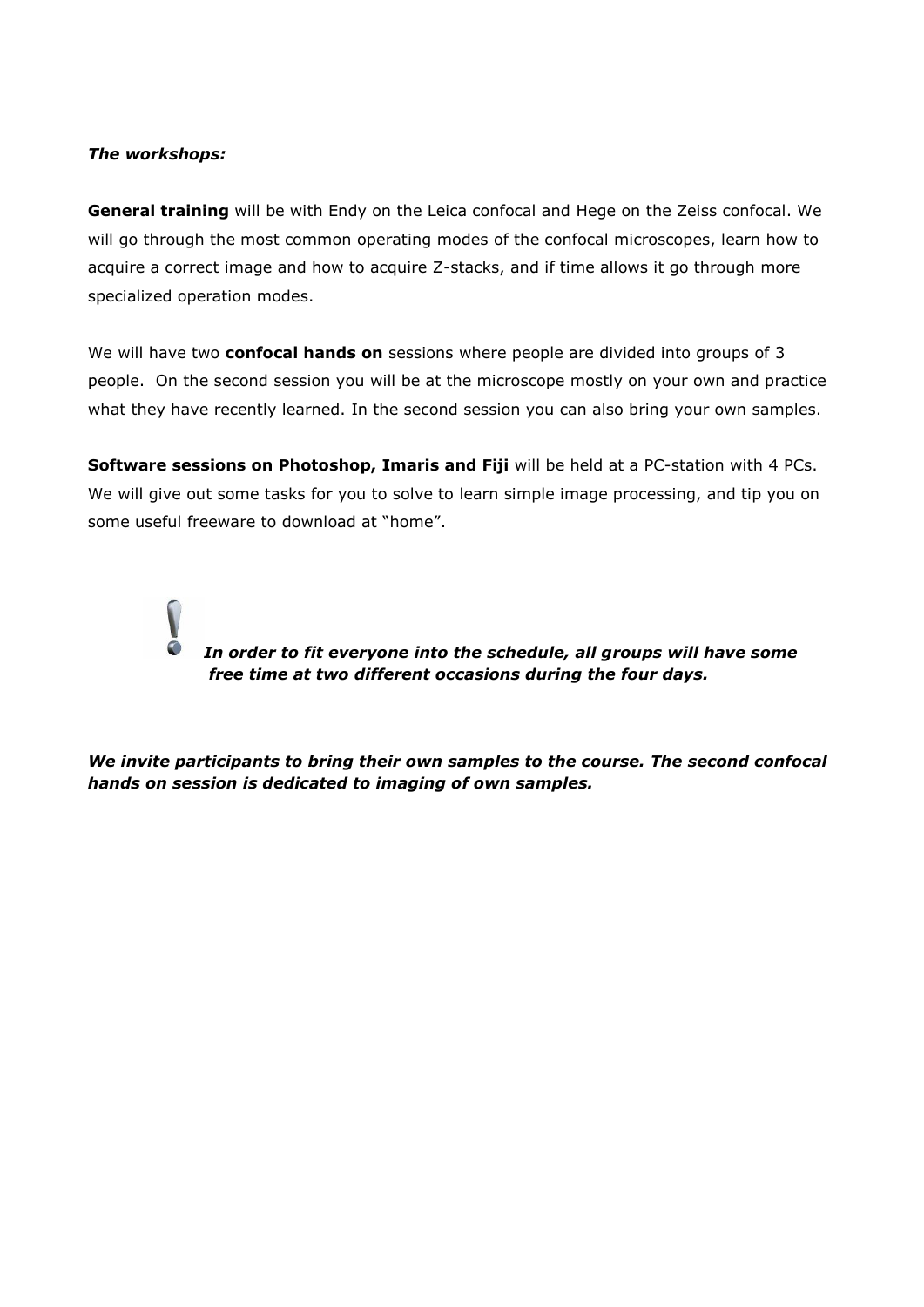***The workshops:***

**General training** will be with Endy on the Leica confocal and Hege on the Zeiss confocal. We will go through the most common operating modes of the confocal microscopes, learn how to acquire a correct image and how to acquire Z-stacks, and if time allows it go through more specialized operation modes.

We will have two **confocal hands on** sessions where people are divided into groups of 3 people. On the second session you will be at the microscope mostly on your own and practice what they have recently learned. In the second session you can also bring your own samples.

**Software sessions on Photoshop, Imaris and Fiji** will be held at a PC-station with 4 PCs. We will give out some tasks for you to solve to learn simple image processing, and tip you on some useful freeware to download at "home".

***In order to fit everyone into the schedule, all groups will have some free time at two different occasions during the four days.***

***We invite participants to bring their own samples to the course. The second confocal hands on session is dedicated to imaging of own samples.***